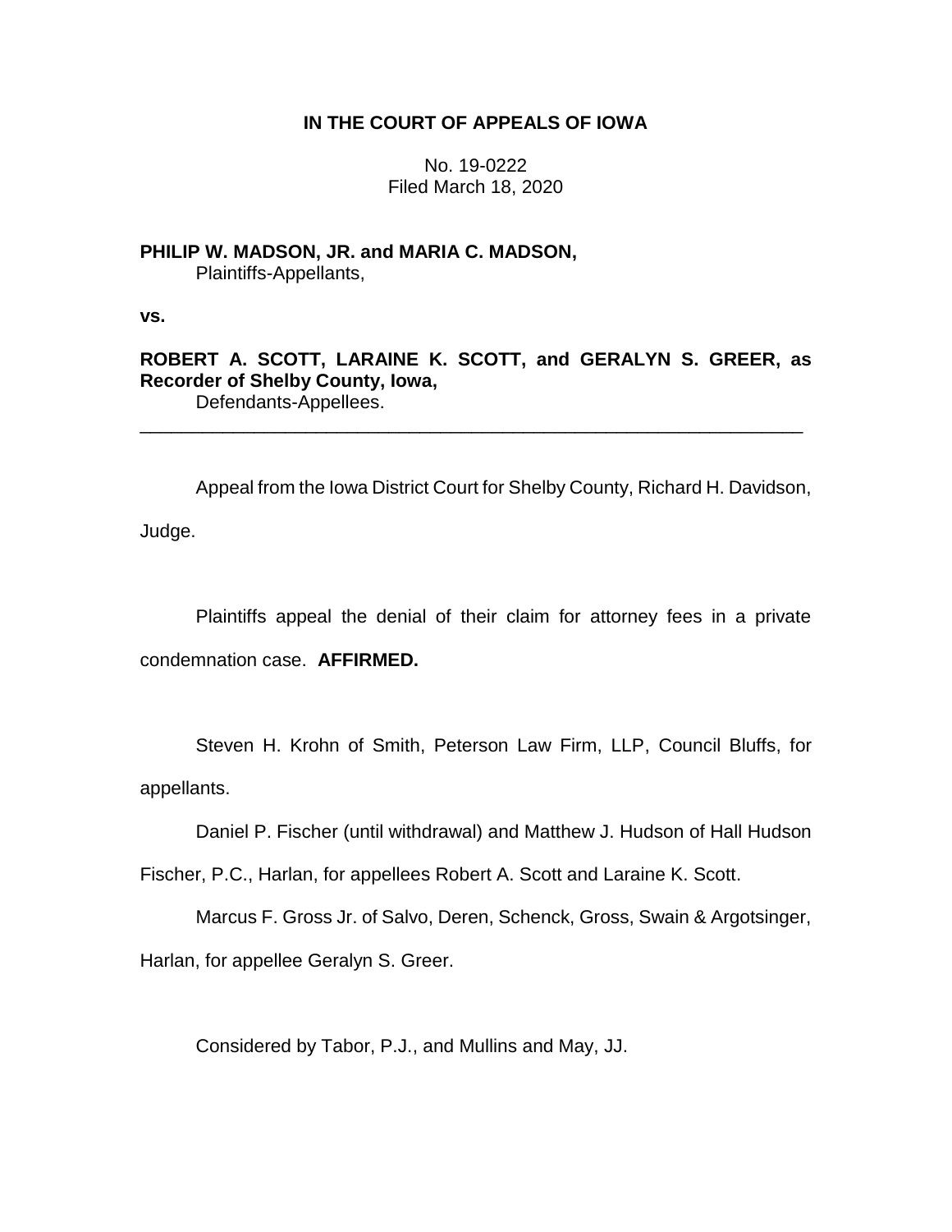# IN THE COURT OF APPEALS OF IOWA

No. 19-0222
Filed March 18, 2020

**PHILIP W. MADSON, JR. and MARIA C. MADSON,**
Plaintiffs-Appellants,

**vs.**

**ROBERT A. SCOTT, LARAINE K. SCOTT, and GERALYN S. GREER, as Recorder of Shelby County, Iowa,**
Defendants-Appellees.

---

Appeal from the Iowa District Court for Shelby County, Richard H. Davidson, Judge.

Plaintiffs appeal the denial of their claim for attorney fees in a private condemnation case. **AFFIRMED.**

Steven H. Krohn of Smith, Peterson Law Firm, LLP, Council Bluffs, for appellants.

Daniel P. Fischer (until withdrawal) and Matthew J. Hudson of Hall Hudson Fischer, P.C., Harlan, for appellees Robert A. Scott and Laraine K. Scott.

Marcus F. Gross Jr. of Salvo, Deren, Schenck, Gross, Swain & Argotsinger, Harlan, for appellee Geralyn S. Greer.

Considered by Tabor, P.J., and Mullins and May, JJ.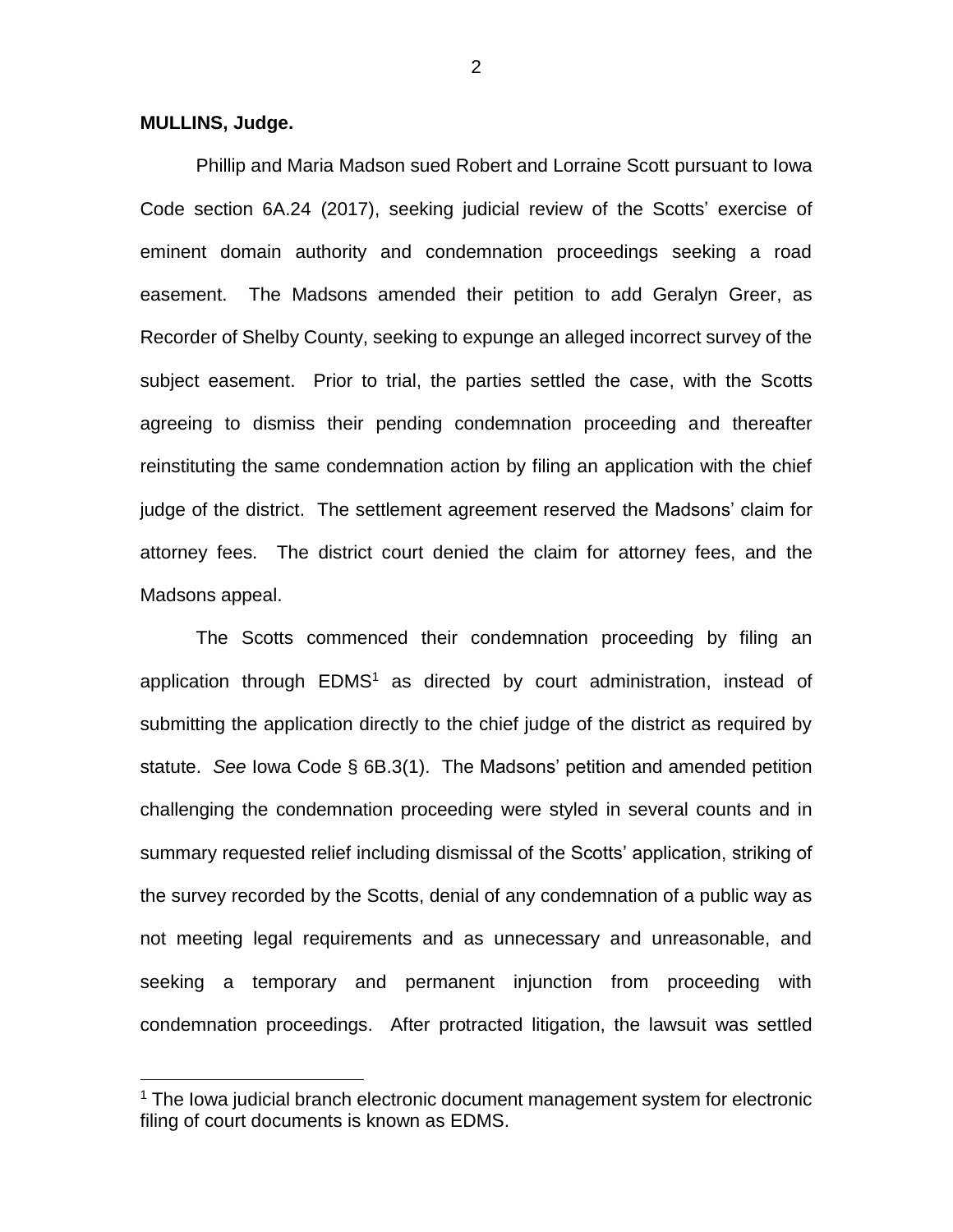**MULLINS, Judge.**

Phillip and Maria Madson sued Robert and Lorraine Scott pursuant to Iowa Code section 6A.24 (2017), seeking judicial review of the Scotts' exercise of eminent domain authority and condemnation proceedings seeking a road easement. The Madsons amended their petition to add Geralyn Greer, as Recorder of Shelby County, seeking to expunge an alleged incorrect survey of the subject easement. Prior to trial, the parties settled the case, with the Scotts agreeing to dismiss their pending condemnation proceeding and thereafter reinstituting the same condemnation action by filing an application with the chief judge of the district. The settlement agreement reserved the Madsons' claim for attorney fees. The district court denied the claim for attorney fees, and the Madsons appeal.

The Scotts commenced their condemnation proceeding by filing an application through EDMS[1] as directed by court administration, instead of submitting the application directly to the chief judge of the district as required by statute. *See* Iowa Code § 6B.3(1). The Madsons' petition and amended petition challenging the condemnation proceeding were styled in several counts and in summary requested relief including dismissal of the Scotts' application, striking of the survey recorded by the Scotts, denial of any condemnation of a public way as not meeting legal requirements and as unnecessary and unreasonable, and seeking a temporary and permanent injunction from proceeding with condemnation proceedings. After protracted litigation, the lawsuit was settled

[1] The Iowa judicial branch electronic document management system for electronic filing of court documents is known as EDMS.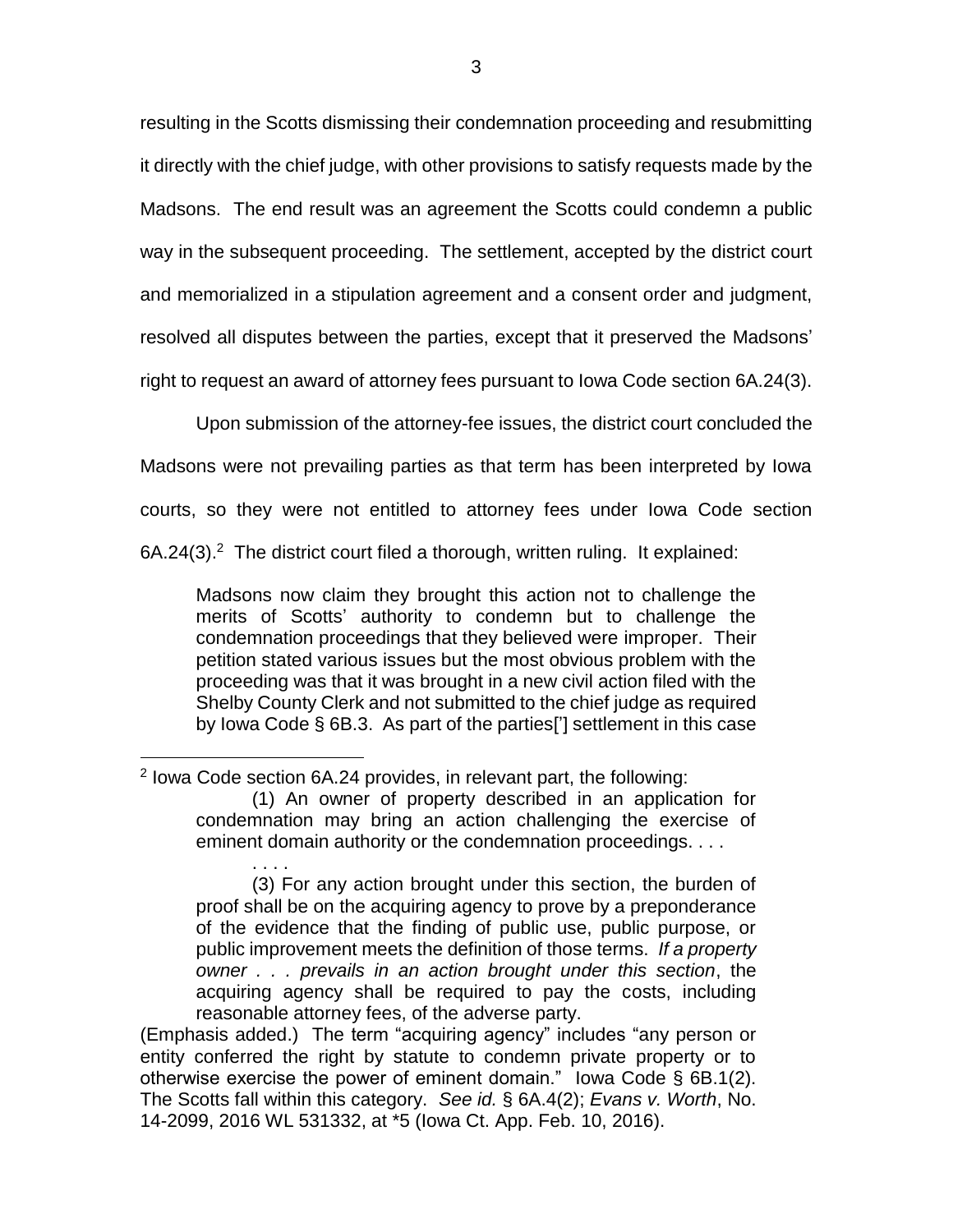resulting in the Scotts dismissing their condemnation proceeding and resubmitting it directly with the chief judge, with other provisions to satisfy requests made by the Madsons. The end result was an agreement the Scotts could condemn a public way in the subsequent proceeding. The settlement, accepted by the district court and memorialized in a stipulation agreement and a consent order and judgment, resolved all disputes between the parties, except that it preserved the Madsons' right to request an award of attorney fees pursuant to Iowa Code section 6A.24(3).

Upon submission of the attorney-fee issues, the district court concluded the Madsons were not prevailing parties as that term has been interpreted by Iowa courts, so they were not entitled to attorney fees under Iowa Code section 6A.24(3).[2] The district court filed a thorough, written ruling. It explained:

> Madsons now claim they brought this action not to challenge the merits of Scotts' authority to condemn but to challenge the condemnation proceedings that they believed were improper. Their petition stated various issues but the most obvious problem with the proceeding was that it was brought in a new civil action filed with the Shelby County Clerk and not submitted to the chief judge as required by Iowa Code § 6B.3. As part of the parties['] settlement in this case

---

[2] Iowa Code section 6A.24 provides, in relevant part, the following:

> (1) An owner of property described in an application for condemnation may bring an action challenging the exercise of eminent domain authority or the condemnation proceedings. . . .
>
> . . . .
>
> (3) For any action brought under this section, the burden of proof shall be on the acquiring agency to prove by a preponderance of the evidence that the finding of public use, public purpose, or public improvement meets the definition of those terms. *If a property owner . . . prevails in an action brought under this section*, the acquiring agency shall be required to pay the costs, including reasonable attorney fees, of the adverse party.

(Emphasis added.) The term "acquiring agency" includes "any person or entity conferred the right by statute to condemn private property or to otherwise exercise the power of eminent domain." Iowa Code § 6B.1(2). The Scotts fall within this category. *See id.* § 6A.4(2); *Evans v. Worth*, No. 14-2099, 2016 WL 531332, at *5 (Iowa Ct. App. Feb. 10, 2016).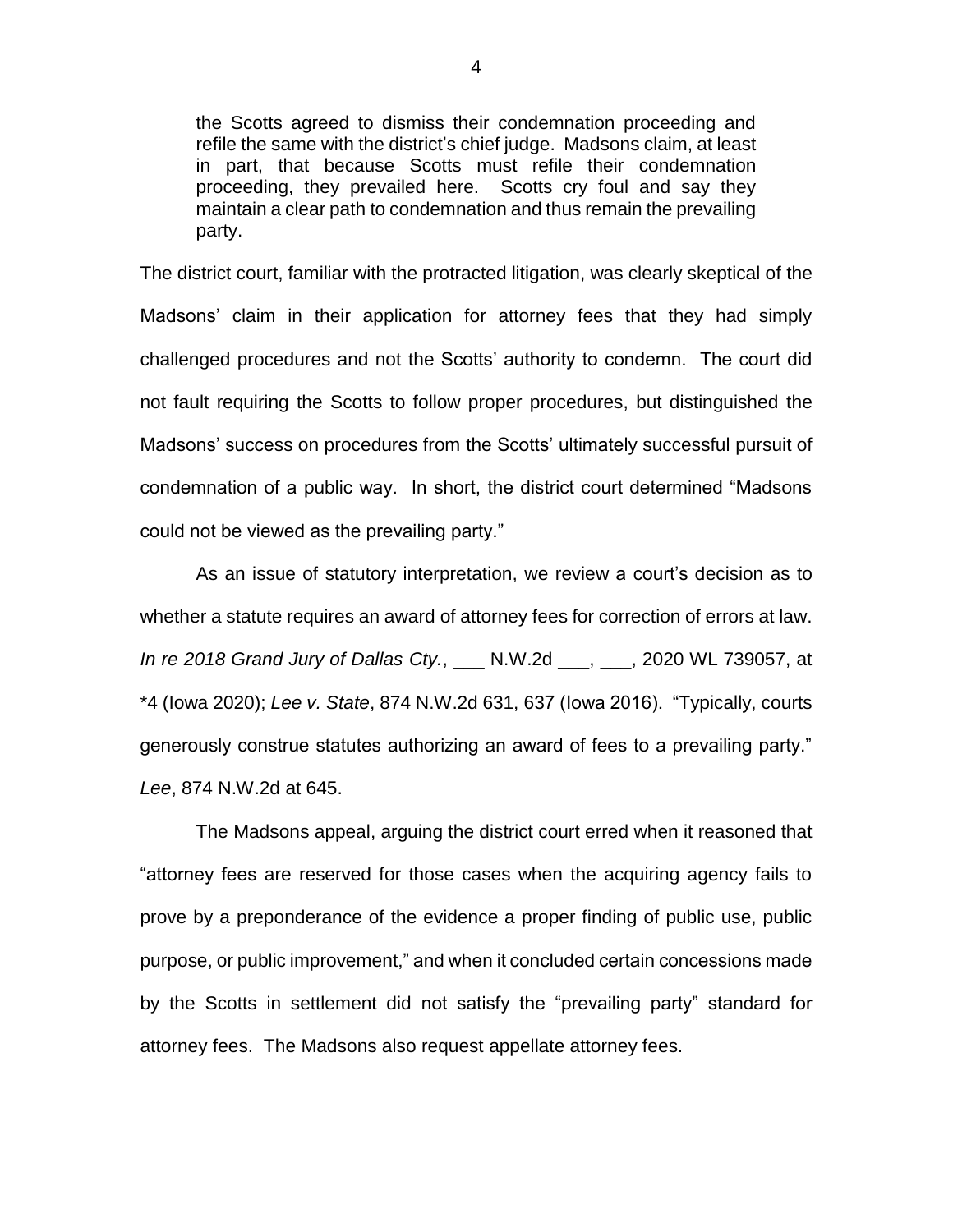> the Scotts agreed to dismiss their condemnation proceeding and refile the same with the district's chief judge. Madsons claim, at least in part, that because Scotts must refile their condemnation proceeding, they prevailed here. Scotts cry foul and say they maintain a clear path to condemnation and thus remain the prevailing party.

The district court, familiar with the protracted litigation, was clearly skeptical of the Madsons' claim in their application for attorney fees that they had simply challenged procedures and not the Scotts' authority to condemn. The court did not fault requiring the Scotts to follow proper procedures, but distinguished the Madsons' success on procedures from the Scotts' ultimately successful pursuit of condemnation of a public way. In short, the district court determined "Madsons could not be viewed as the prevailing party."

As an issue of statutory interpretation, we review a court's decision as to whether a statute requires an award of attorney fees for correction of errors at law. *In re 2018 Grand Jury of Dallas Cty.*, ___ N.W.2d ___, ___, 2020 WL 739057, at *4 (Iowa 2020); *Lee v. State*, 874 N.W.2d 631, 637 (Iowa 2016). "Typically, courts generously construe statutes authorizing an award of fees to a prevailing party." *Lee*, 874 N.W.2d at 645.

The Madsons appeal, arguing the district court erred when it reasoned that "attorney fees are reserved for those cases when the acquiring agency fails to prove by a preponderance of the evidence a proper finding of public use, public purpose, or public improvement," and when it concluded certain concessions made by the Scotts in settlement did not satisfy the "prevailing party" standard for attorney fees. The Madsons also request appellate attorney fees.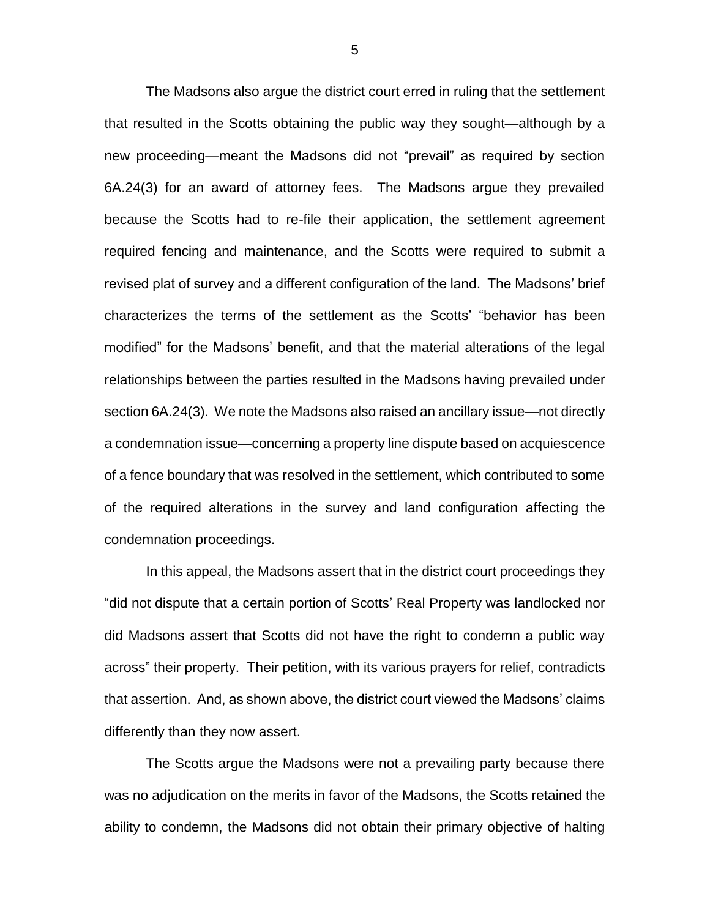The Madsons also argue the district court erred in ruling that the settlement that resulted in the Scotts obtaining the public way they sought—although by a new proceeding—meant the Madsons did not "prevail" as required by section 6A.24(3) for an award of attorney fees. The Madsons argue they prevailed because the Scotts had to re-file their application, the settlement agreement required fencing and maintenance, and the Scotts were required to submit a revised plat of survey and a different configuration of the land. The Madsons' brief characterizes the terms of the settlement as the Scotts' "behavior has been modified" for the Madsons' benefit, and that the material alterations of the legal relationships between the parties resulted in the Madsons having prevailed under section 6A.24(3). We note the Madsons also raised an ancillary issue—not directly a condemnation issue—concerning a property line dispute based on acquiescence of a fence boundary that was resolved in the settlement, which contributed to some of the required alterations in the survey and land configuration affecting the condemnation proceedings.

In this appeal, the Madsons assert that in the district court proceedings they "did not dispute that a certain portion of Scotts' Real Property was landlocked nor did Madsons assert that Scotts did not have the right to condemn a public way across" their property. Their petition, with its various prayers for relief, contradicts that assertion. And, as shown above, the district court viewed the Madsons' claims differently than they now assert.

The Scotts argue the Madsons were not a prevailing party because there was no adjudication on the merits in favor of the Madsons, the Scotts retained the ability to condemn, the Madsons did not obtain their primary objective of halting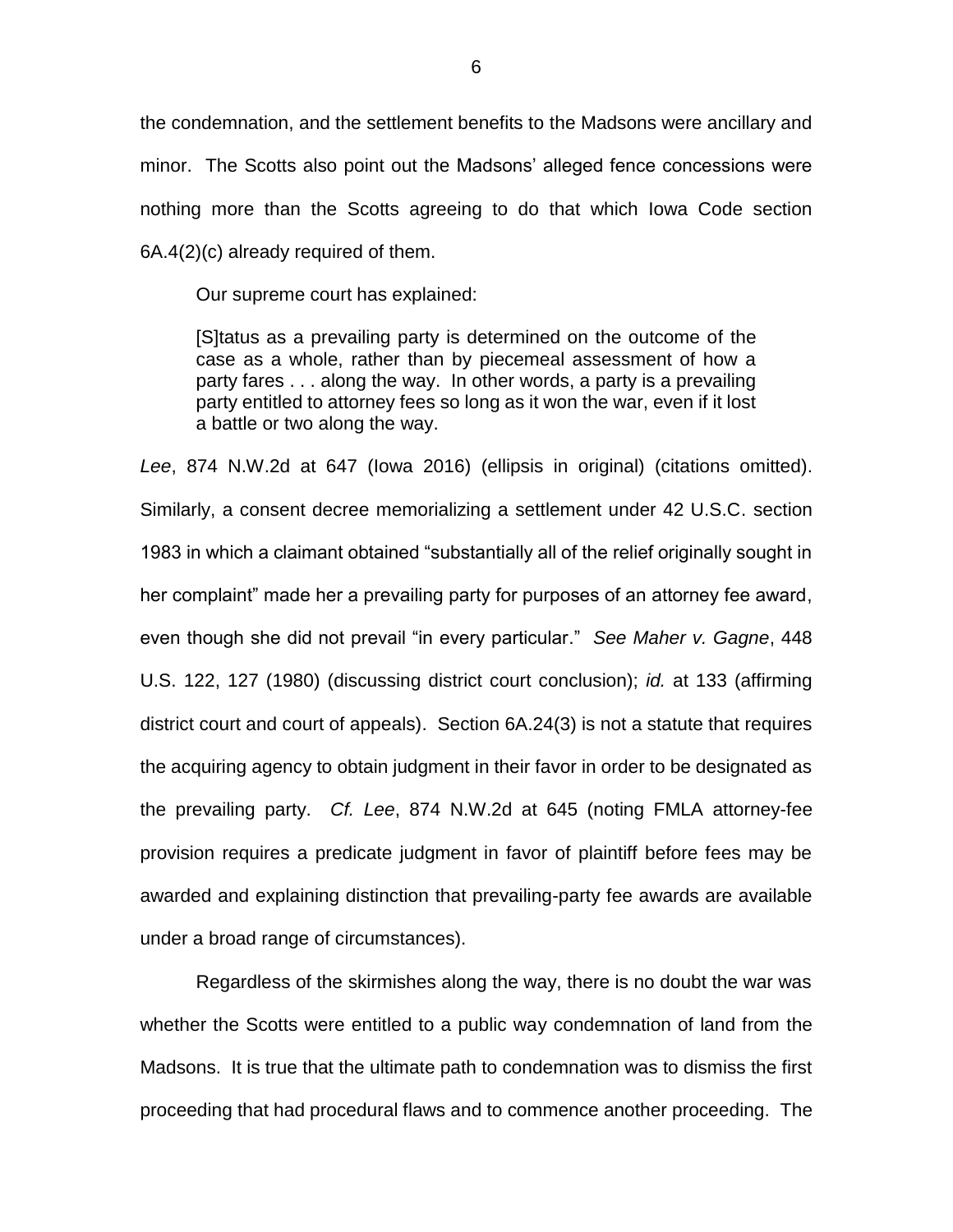the condemnation, and the settlement benefits to the Madsons were ancillary and minor. The Scotts also point out the Madsons' alleged fence concessions were nothing more than the Scotts agreeing to do that which Iowa Code section 6A.4(2)(c) already required of them.

Our supreme court has explained:

> [S]tatus as a prevailing party is determined on the outcome of the case as a whole, rather than by piecemeal assessment of how a party fares . . . along the way. In other words, a party is a prevailing party entitled to attorney fees so long as it won the war, even if it lost a battle or two along the way.

*Lee*, 874 N.W.2d at 647 (Iowa 2016) (ellipsis in original) (citations omitted). Similarly, a consent decree memorializing a settlement under 42 U.S.C. section 1983 in which a claimant obtained "substantially all of the relief originally sought in her complaint" made her a prevailing party for purposes of an attorney fee award, even though she did not prevail "in every particular." *See Maher v. Gagne*, 448 U.S. 122, 127 (1980) (discussing district court conclusion); *id.* at 133 (affirming district court and court of appeals). Section 6A.24(3) is not a statute that requires the acquiring agency to obtain judgment in their favor in order to be designated as the prevailing party. *Cf. Lee*, 874 N.W.2d at 645 (noting FMLA attorney-fee provision requires a predicate judgment in favor of plaintiff before fees may be awarded and explaining distinction that prevailing-party fee awards are available under a broad range of circumstances).

Regardless of the skirmishes along the way, there is no doubt the war was whether the Scotts were entitled to a public way condemnation of land from the Madsons. It is true that the ultimate path to condemnation was to dismiss the first proceeding that had procedural flaws and to commence another proceeding. The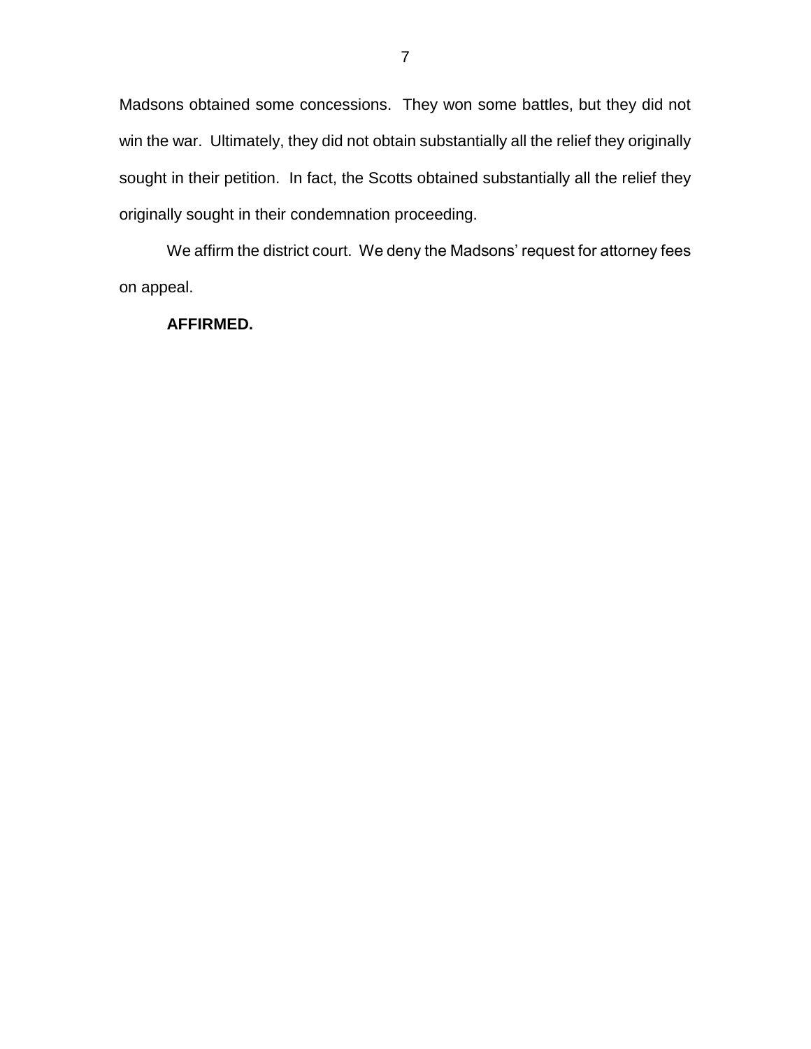Madsons obtained some concessions. They won some battles, but they did not win the war. Ultimately, they did not obtain substantially all the relief they originally sought in their petition. In fact, the Scotts obtained substantially all the relief they originally sought in their condemnation proceeding.

We affirm the district court. We deny the Madsons' request for attorney fees on appeal.

**AFFIRMED.**